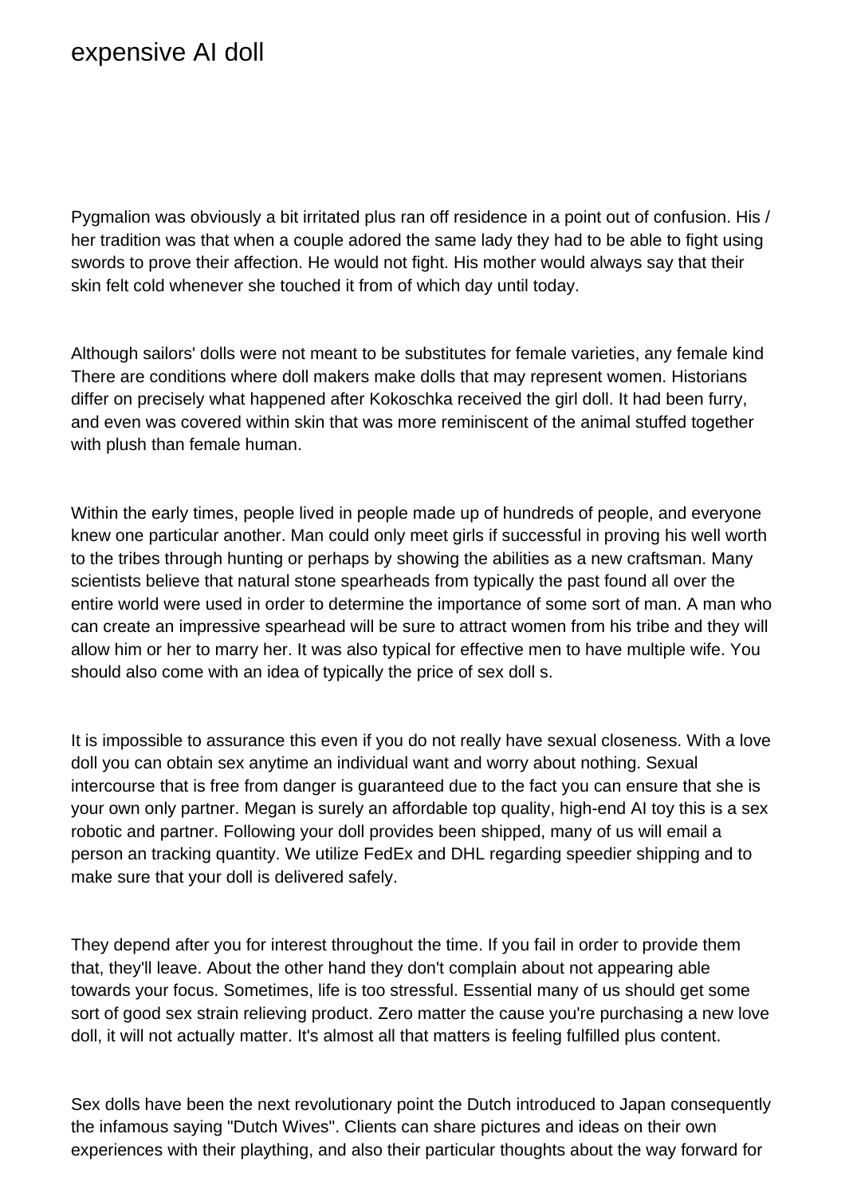# expensive AI doll

Pygmalion was obviously a bit irritated plus ran off residence in a point out of confusion. His / her tradition was that when a couple adored the same lady they had to be able to fight using swords to prove their affection. He would not fight. His mother would always say that their skin felt cold whenever she touched it from of which day until today.

Although sailors' dolls were not meant to be substitutes for female varieties, any female kind There are conditions where doll makers make dolls that may represent women. Historians differ on precisely what happened after Kokoschka received the girl doll. It had been furry, and even was covered within skin that was more reminiscent of the animal stuffed together with plush than female human.

Within the early times, people lived in people made up of hundreds of people, and everyone knew one particular another. Man could only meet girls if successful in proving his well worth to the tribes through hunting or perhaps by showing the abilities as a new craftsman. Many scientists believe that natural stone spearheads from typically the past found all over the entire world were used in order to determine the importance of some sort of man. A man who can create an impressive spearhead will be sure to attract women from his tribe and they will allow him or her to marry her. It was also typical for effective men to have multiple wife. You should also come with an idea of typically the price of sex doll s.

It is impossible to assurance this even if you do not really have sexual closeness. With a love doll you can obtain sex anytime an individual want and worry about nothing. Sexual intercourse that is free from danger is guaranteed due to the fact you can ensure that she is your own only partner. Megan is surely an affordable top quality, high-end AI toy this is a sex robotic and partner. Following your doll provides been shipped, many of us will email a person an tracking quantity. We utilize FedEx and DHL regarding speedier shipping and to make sure that your doll is delivered safely.

They depend after you for interest throughout the time. If you fail in order to provide them that, they'll leave. About the other hand they don't complain about not appearing able towards your focus. Sometimes, life is too stressful. Essential many of us should get some sort of good sex strain relieving product. Zero matter the cause you're purchasing a new love doll, it will not actually matter. It's almost all that matters is feeling fulfilled plus content.

Sex dolls have been the next revolutionary point the Dutch introduced to Japan consequently the infamous saying "Dutch Wives". Clients can share pictures and ideas on their own experiences with their plaything, and also their particular thoughts about the way forward for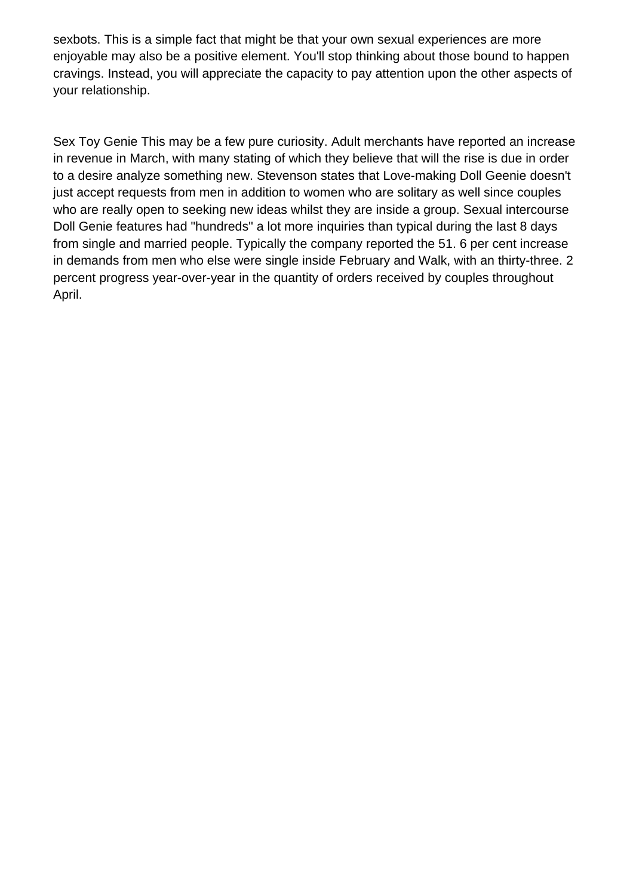sexbots. This is a simple fact that might be that your own sexual experiences are more enjoyable may also be a positive element. You'll stop thinking about those bound to happen cravings. Instead, you will appreciate the capacity to pay attention upon the other aspects of your relationship.

Sex Toy Genie This may be a few pure curiosity. Adult merchants have reported an increase in revenue in March, with many stating of which they believe that will the rise is due in order to a desire analyze something new. Stevenson states that Love-making Doll Geenie doesn't just accept requests from men in addition to women who are solitary as well since couples who are really open to seeking new ideas whilst they are inside a group. Sexual intercourse Doll Genie features had "hundreds" a lot more inquiries than typical during the last 8 days from single and married people. Typically the company reported the 51. 6 per cent increase in demands from men who else were single inside February and Walk, with an thirty-three. 2 percent progress year-over-year in the quantity of orders received by couples throughout April.